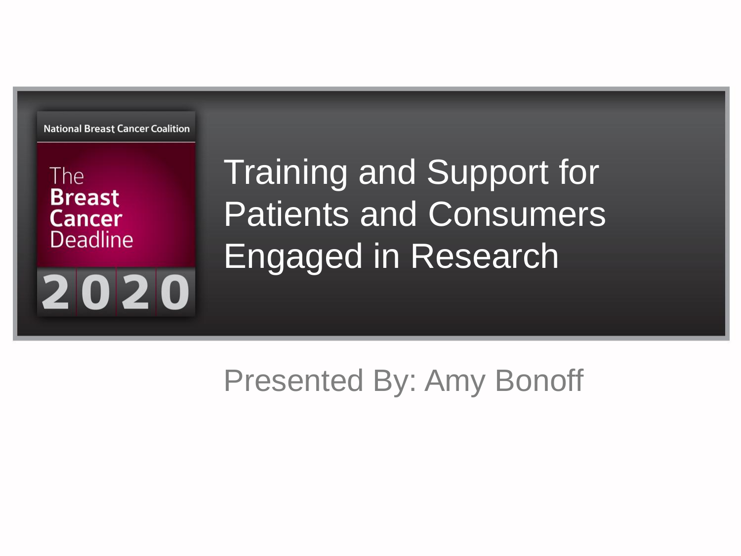National Breast Cancer Coalition

The **Breast Cancer** Deadline 2020

# Training and Support for Patients and Consumers Engaged in Research

Presented By: Amy Bonoff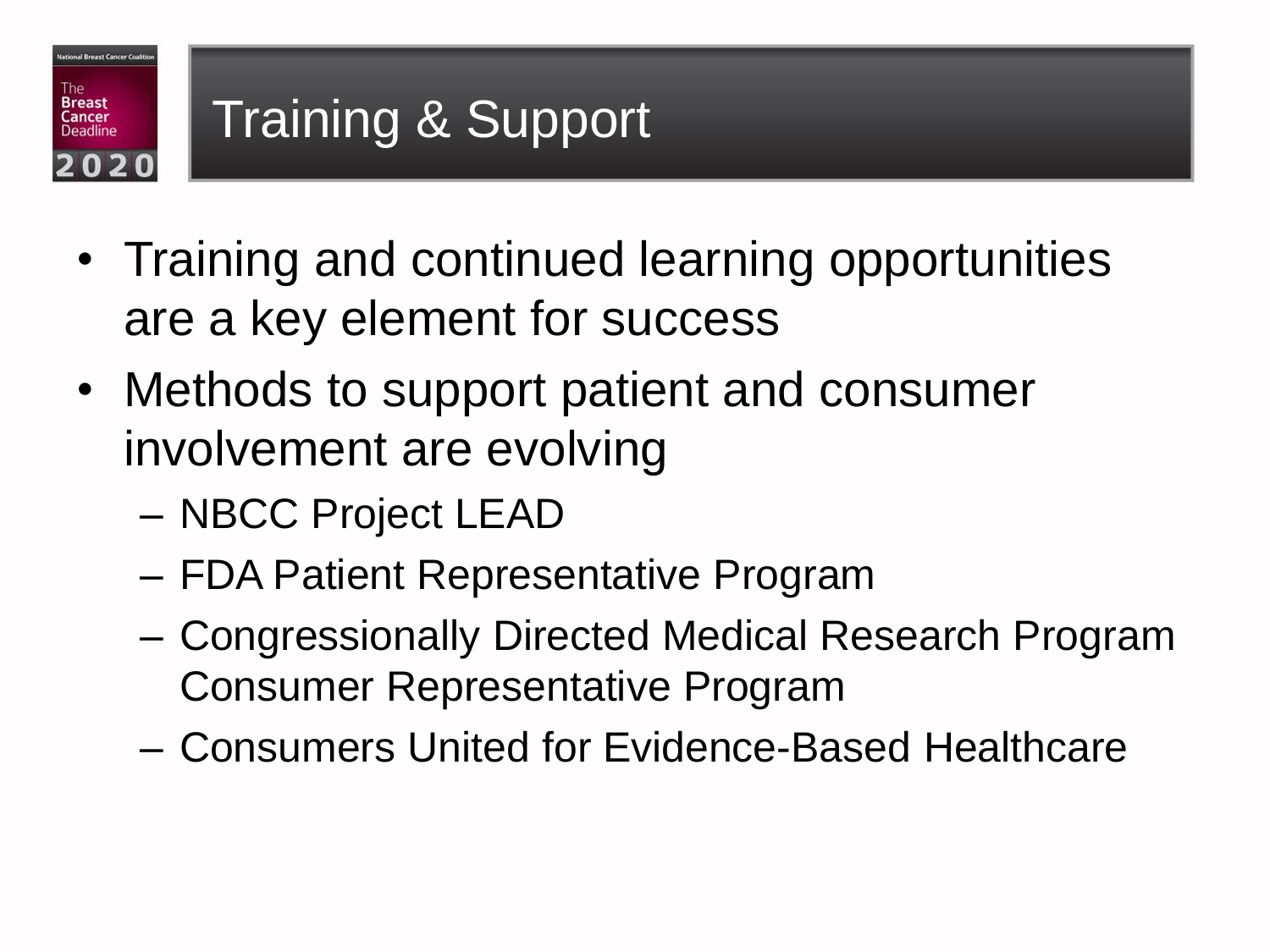# Training & Support

- Training and continued learning opportunities are a key element for success
- Methods to support patient and consumer involvement are evolving
  - NBCC Project LEAD
  - FDA Patient Representative Program
  - Congressionally Directed Medical Research Program Consumer Representative Program
  - Consumers United for Evidence-Based Healthcare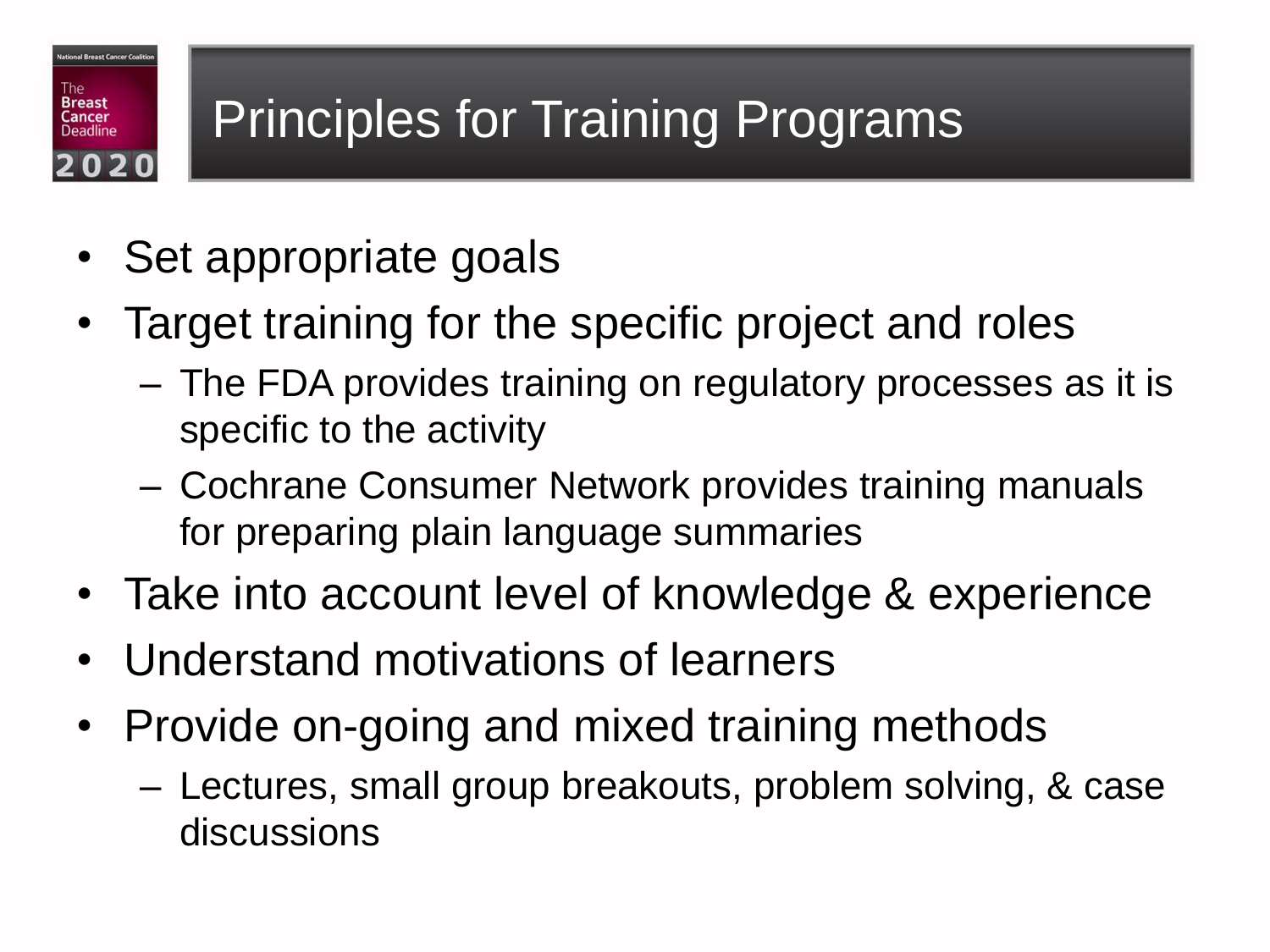# Principles for Training Programs

- Set appropriate goals
- Target training for the specific project and roles
  - The FDA provides training on regulatory processes as it is specific to the activity
  - Cochrane Consumer Network provides training manuals for preparing plain language summaries
- Take into account level of knowledge & experience
- Understand motivations of learners
- Provide on-going and mixed training methods
  - Lectures, small group breakouts, problem solving, & case discussions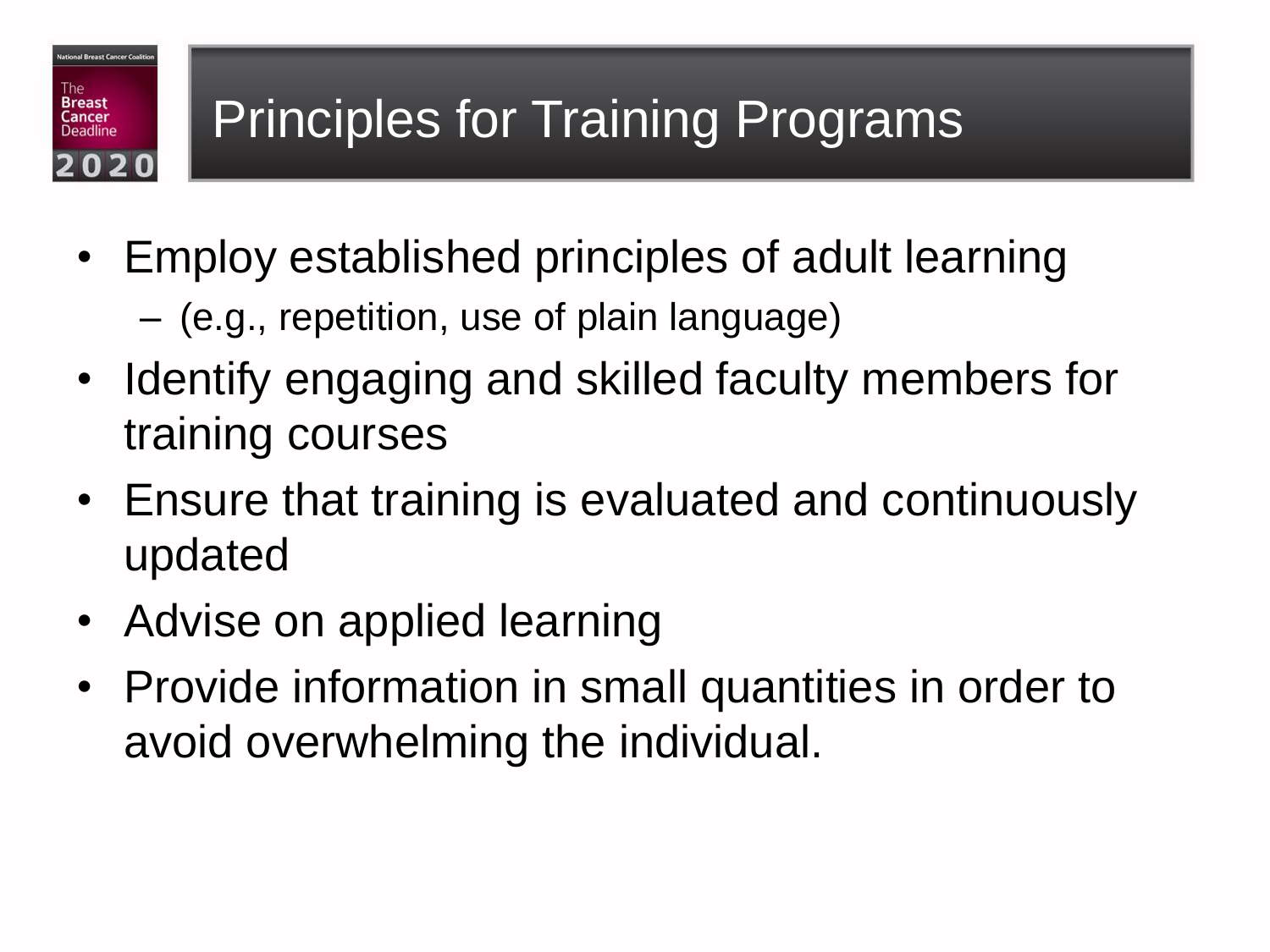# Principles for Training Programs

- Employ established principles of adult learning
  - (e.g., repetition, use of plain language)
- Identify engaging and skilled faculty members for training courses
- Ensure that training is evaluated and continuously updated
- Advise on applied learning
- Provide information in small quantities in order to avoid overwhelming the individual.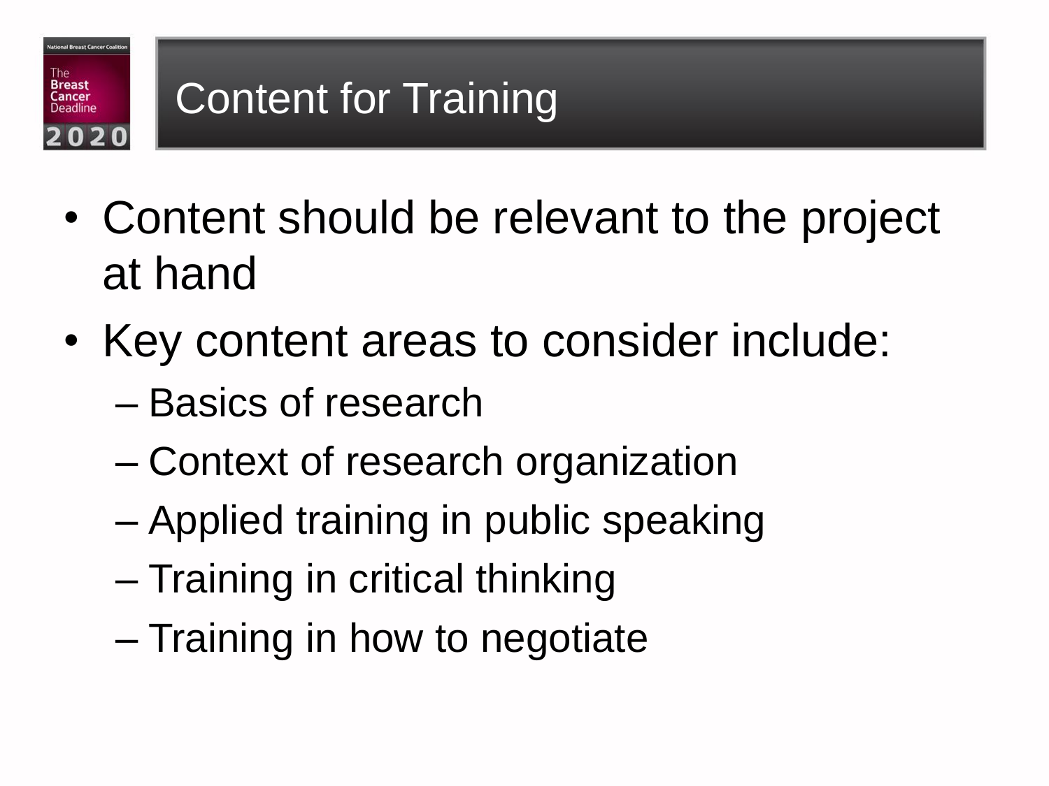# Content for Training

- Content should be relevant to the project at hand
- Key content areas to consider include:
  - Basics of research
  - Context of research organization
  - Applied training in public speaking
  - Training in critical thinking
  - Training in how to negotiate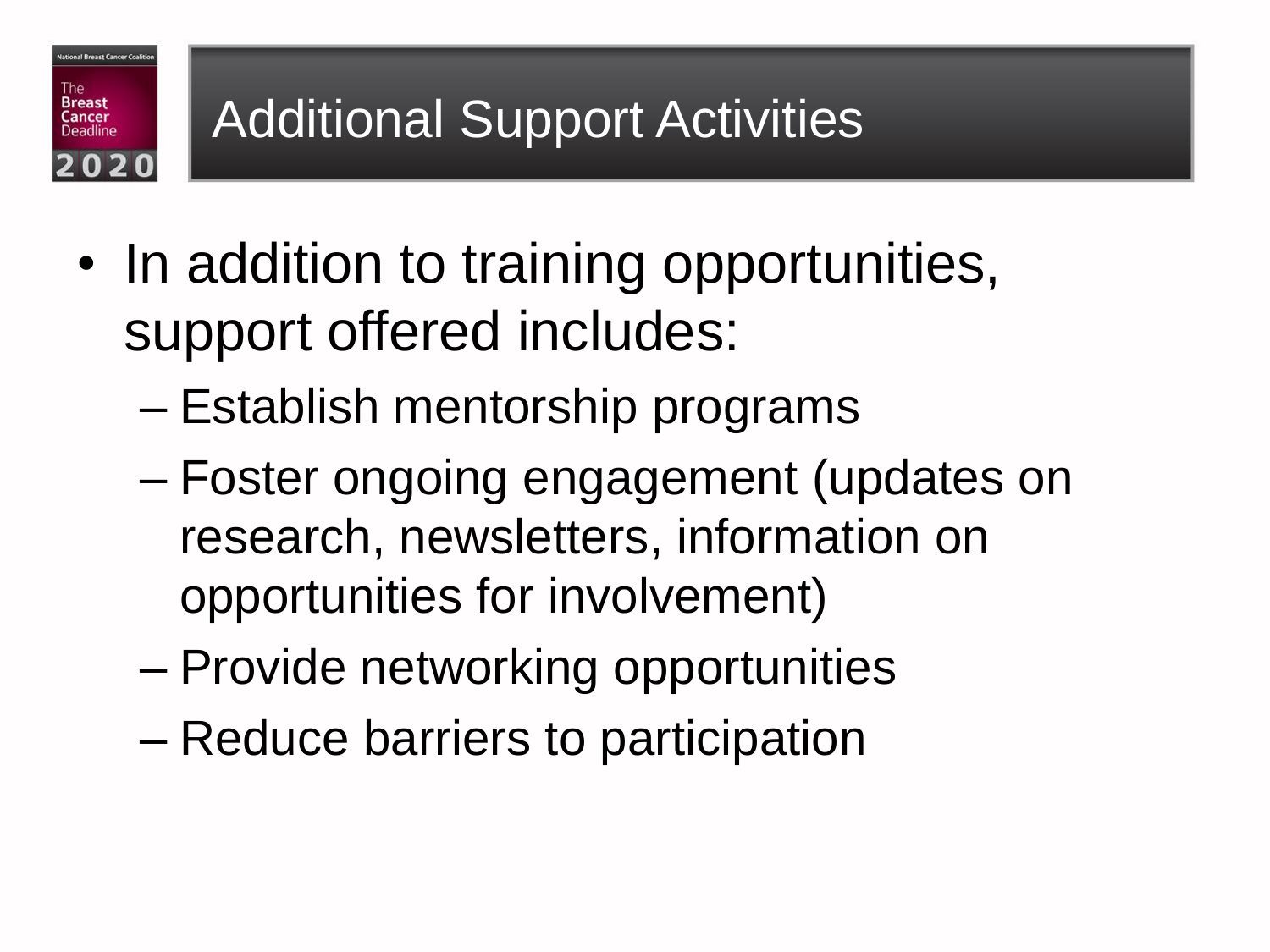# Additional Support Activities

- In addition to training opportunities, support offered includes:
  - Establish mentorship programs
  - Foster ongoing engagement (updates on research, newsletters, information on opportunities for involvement)
  - Provide networking opportunities
  - Reduce barriers to participation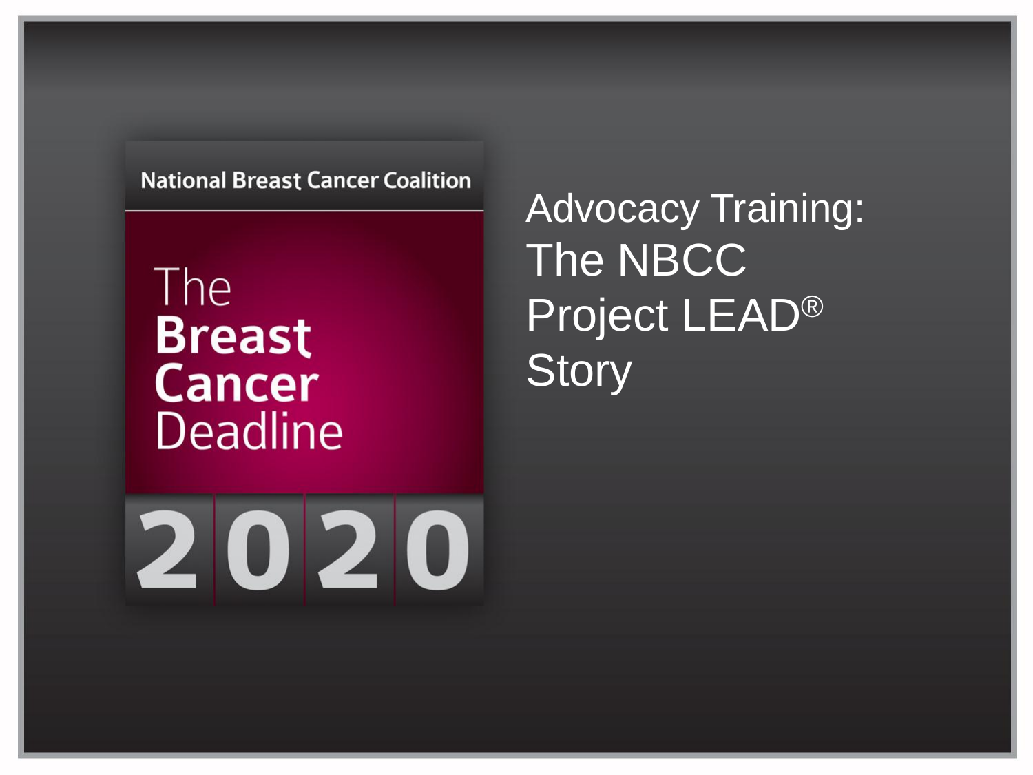National Breast Cancer Coalition

The **Breast Cancer** Deadline

2020

# Advocacy Training: The NBCC Project LEAD® Story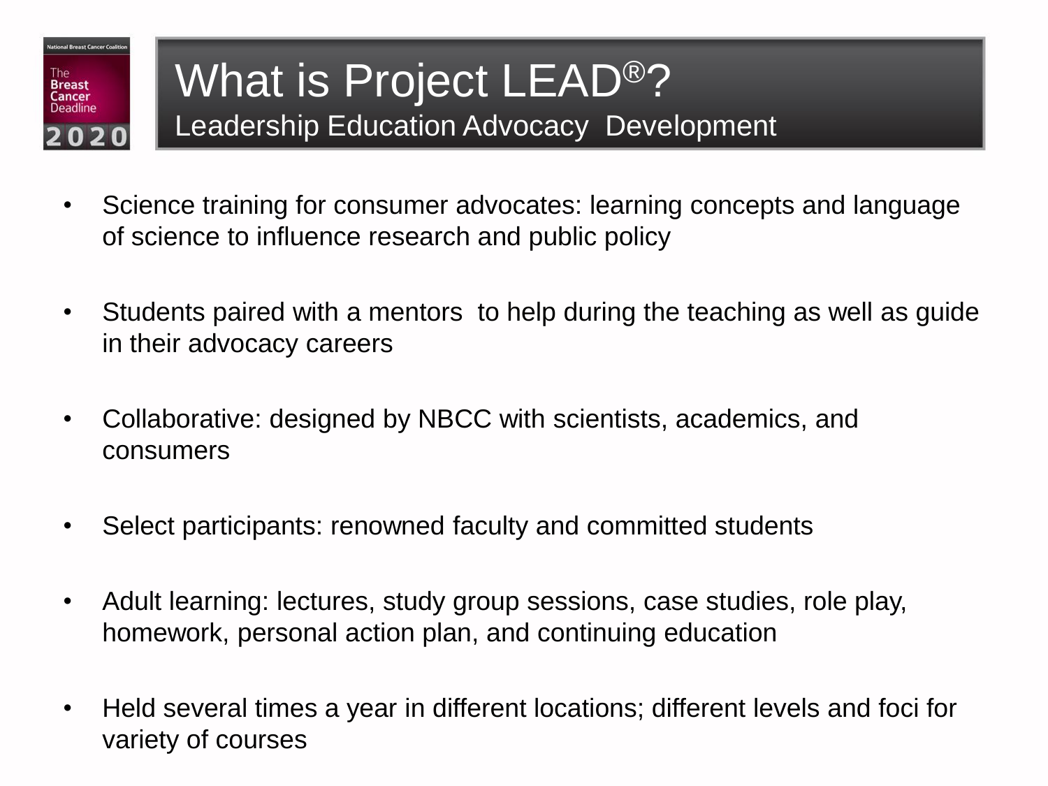# What is Project LEAD®?

## Leadership Education Advocacy Development

- Science training for consumer advocates: learning concepts and language of science to influence research and public policy

- Students paired with a mentors to help during the teaching as well as guide in their advocacy careers

- Collaborative: designed by NBCC with scientists, academics, and consumers

- Select participants: renowned faculty and committed students

- Adult learning: lectures, study group sessions, case studies, role play, homework, personal action plan, and continuing education

- Held several times a year in different locations; different levels and foci for variety of courses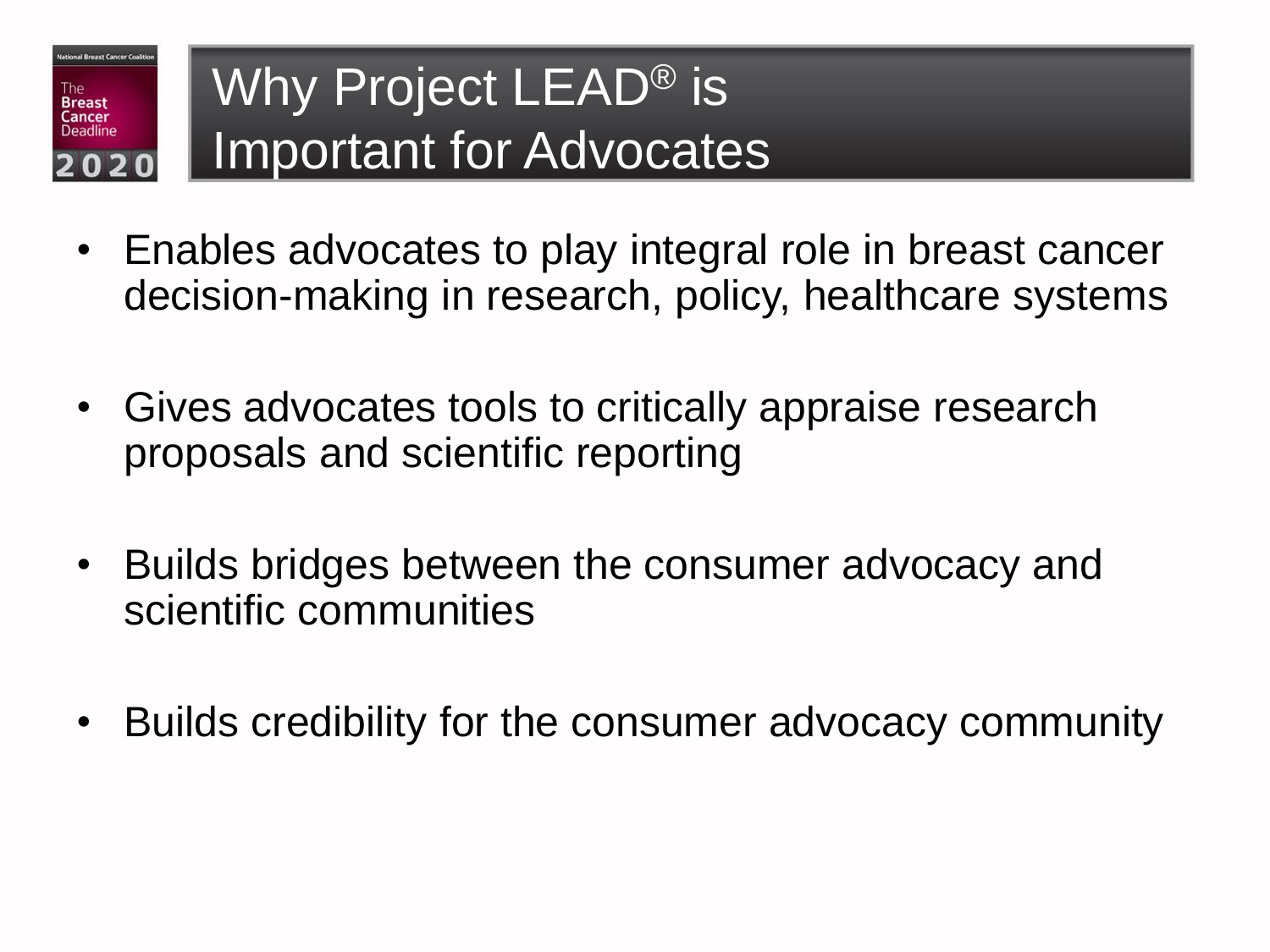# Why Project LEAD® is Important for Advocates

- Enables advocates to play integral role in breast cancer decision-making in research, policy, healthcare systems
- Gives advocates tools to critically appraise research proposals and scientific reporting
- Builds bridges between the consumer advocacy and scientific communities
- Builds credibility for the consumer advocacy community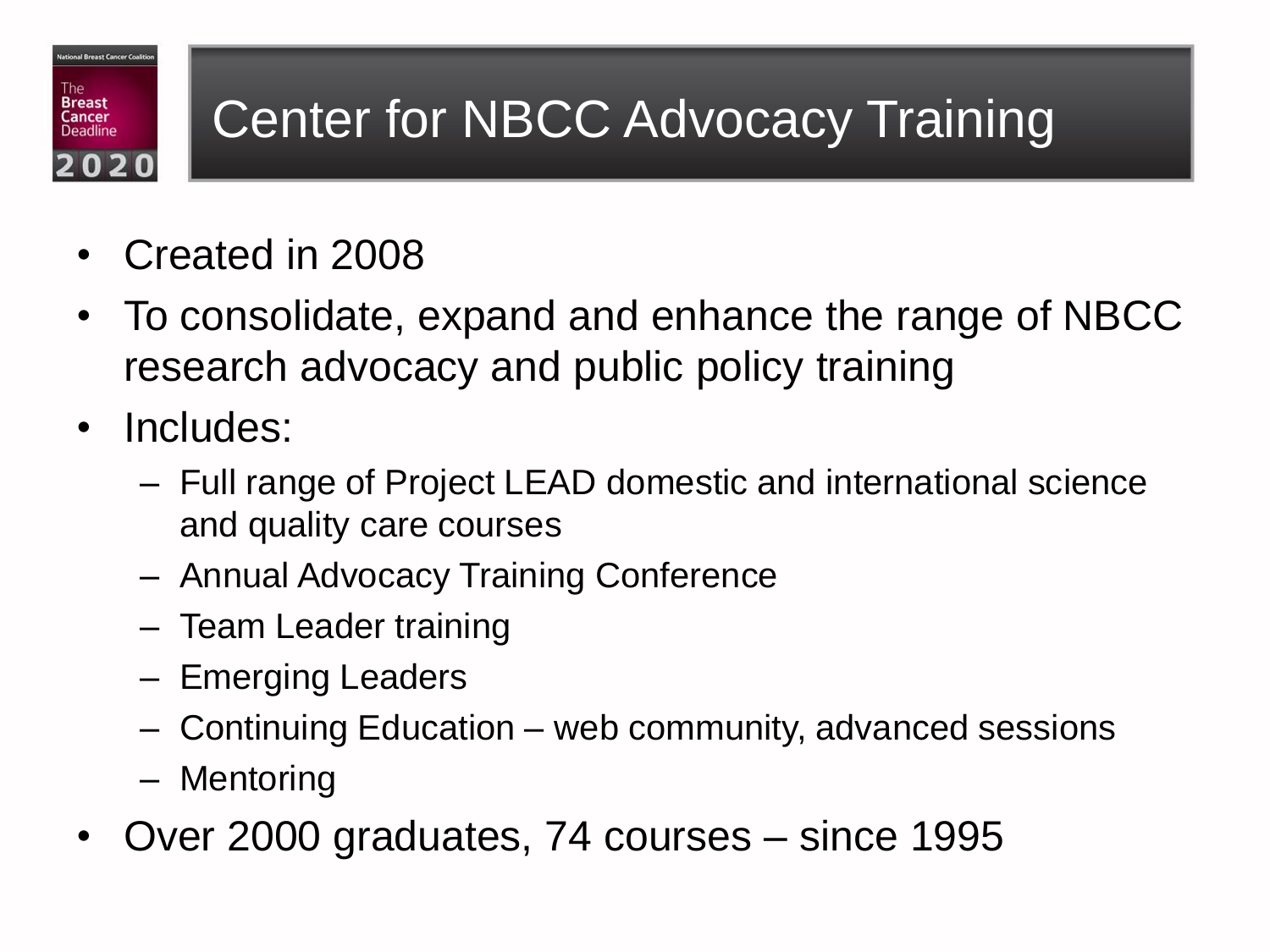# Center for NBCC Advocacy Training

- Created in 2008
- To consolidate, expand and enhance the range of NBCC research advocacy and public policy training
- Includes:
  - Full range of Project LEAD domestic and international science and quality care courses
  - Annual Advocacy Training Conference
  - Team Leader training
  - Emerging Leaders
  - Continuing Education – web community, advanced sessions
  - Mentoring
- Over 2000 graduates, 74 courses – since 1995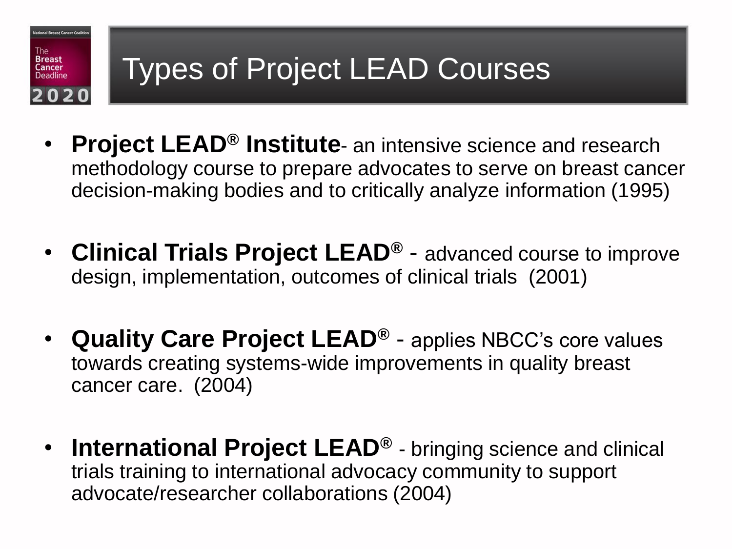# Types of Project LEAD Courses

- **Project LEAD® Institute**- an intensive science and research methodology course to prepare advocates to serve on breast cancer decision-making bodies and to critically analyze information (1995)
- **Clinical Trials Project LEAD®** - advanced course to improve design, implementation, outcomes of clinical trials (2001)
- **Quality Care Project LEAD®** - applies NBCC's core values towards creating systems-wide improvements in quality breast cancer care. (2004)
- **International Project LEAD®** - bringing science and clinical trials training to international advocacy community to support advocate/researcher collaborations (2004)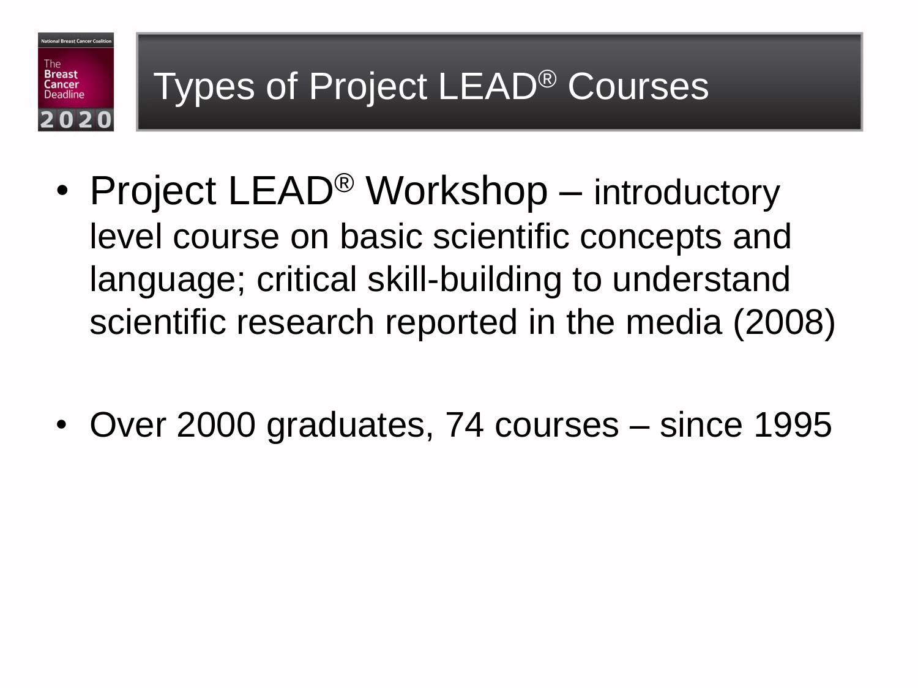# Types of Project LEAD® Courses

- Project LEAD® Workshop – introductory level course on basic scientific concepts and language; critical skill-building to understand scientific research reported in the media (2008)

- Over 2000 graduates, 74 courses – since 1995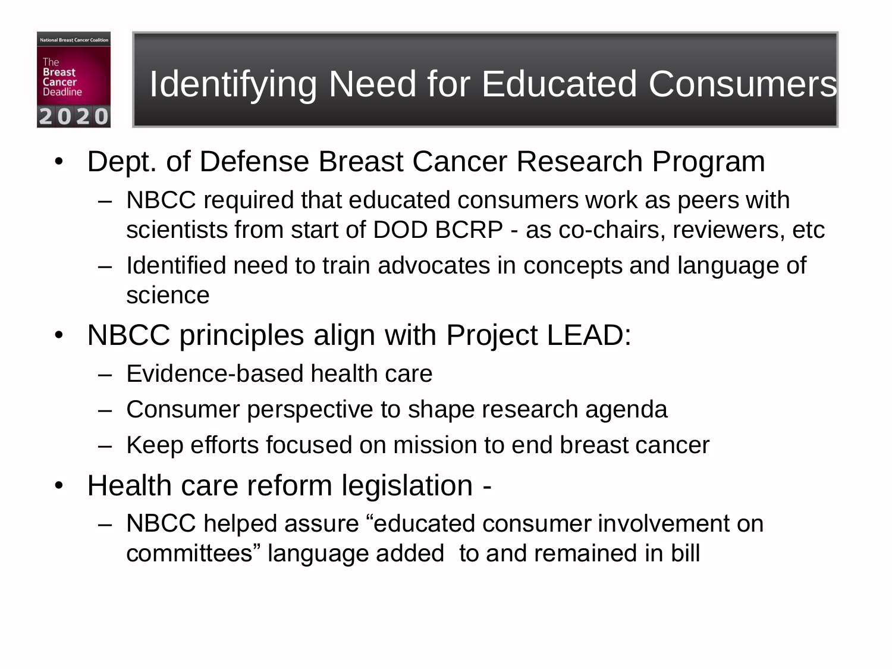# Identifying Need for Educated Consumers

- Dept. of Defense Breast Cancer Research Program
  - NBCC required that educated consumers work as peers with scientists from start of DOD BCRP - as co-chairs, reviewers, etc
  - Identified need to train advocates in concepts and language of science
- NBCC principles align with Project LEAD:
  - Evidence-based health care
  - Consumer perspective to shape research agenda
  - Keep efforts focused on mission to end breast cancer
- Health care reform legislation -
  - NBCC helped assure "educated consumer involvement on committees" language added to and remained in bill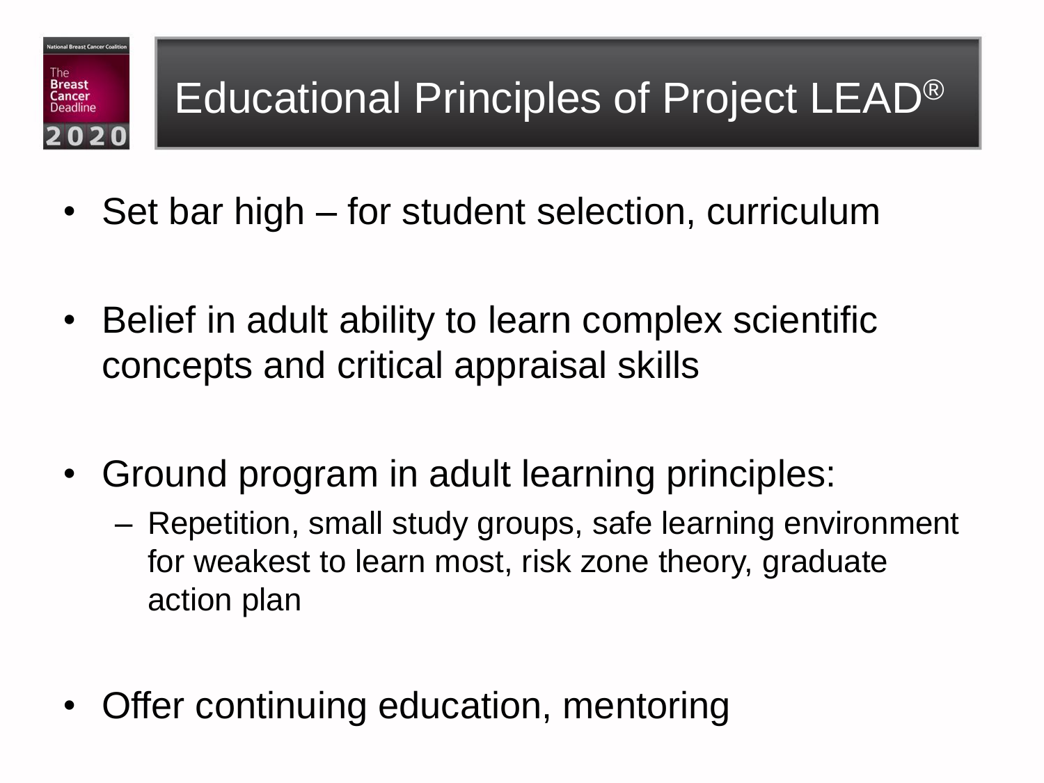# Educational Principles of Project LEAD®

- Set bar high – for student selection, curriculum
- Belief in adult ability to learn complex scientific concepts and critical appraisal skills
- Ground program in adult learning principles:
  - Repetition, small study groups, safe learning environment for weakest to learn most, risk zone theory, graduate action plan
- Offer continuing education, mentoring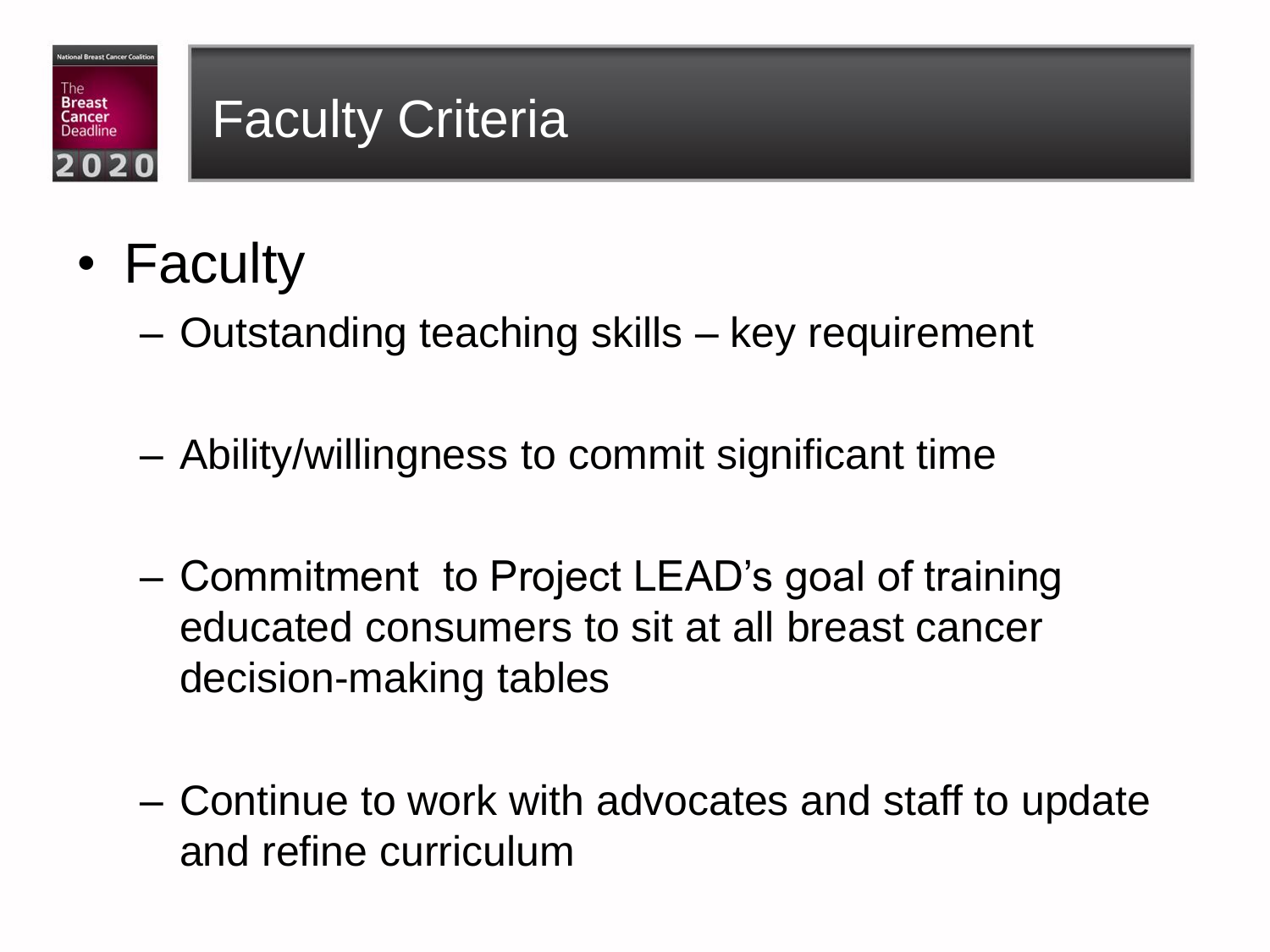# Faculty Criteria

- Faculty
  - Outstanding teaching skills – key requirement
  - Ability/willingness to commit significant time
  - Commitment to Project LEAD's goal of training educated consumers to sit at all breast cancer decision-making tables
  - Continue to work with advocates and staff to update and refine curriculum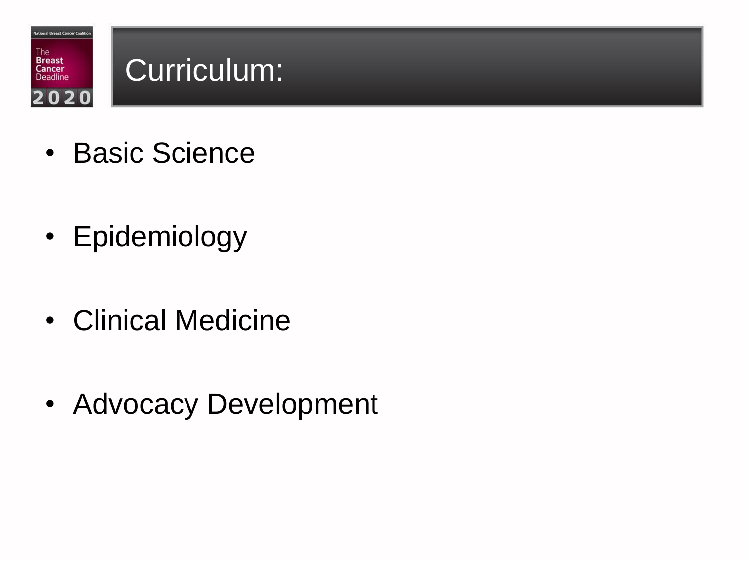# Curriculum:

- Basic Science
- Epidemiology
- Clinical Medicine
- Advocacy Development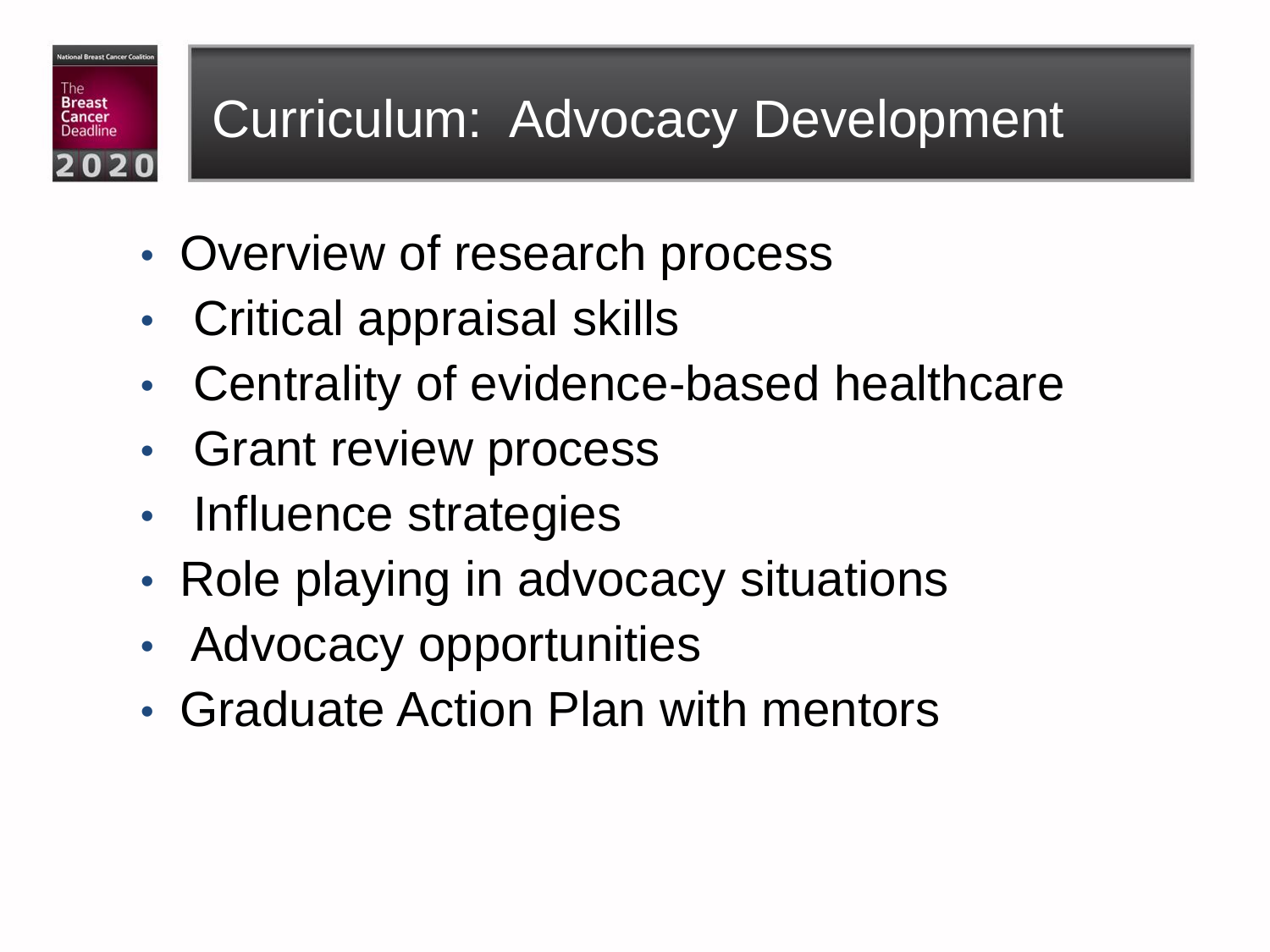# Curriculum: Advocacy Development

- Overview of research process
- Critical appraisal skills
- Centrality of evidence-based healthcare
- Grant review process
- Influence strategies
- Role playing in advocacy situations
- Advocacy opportunities
- Graduate Action Plan with mentors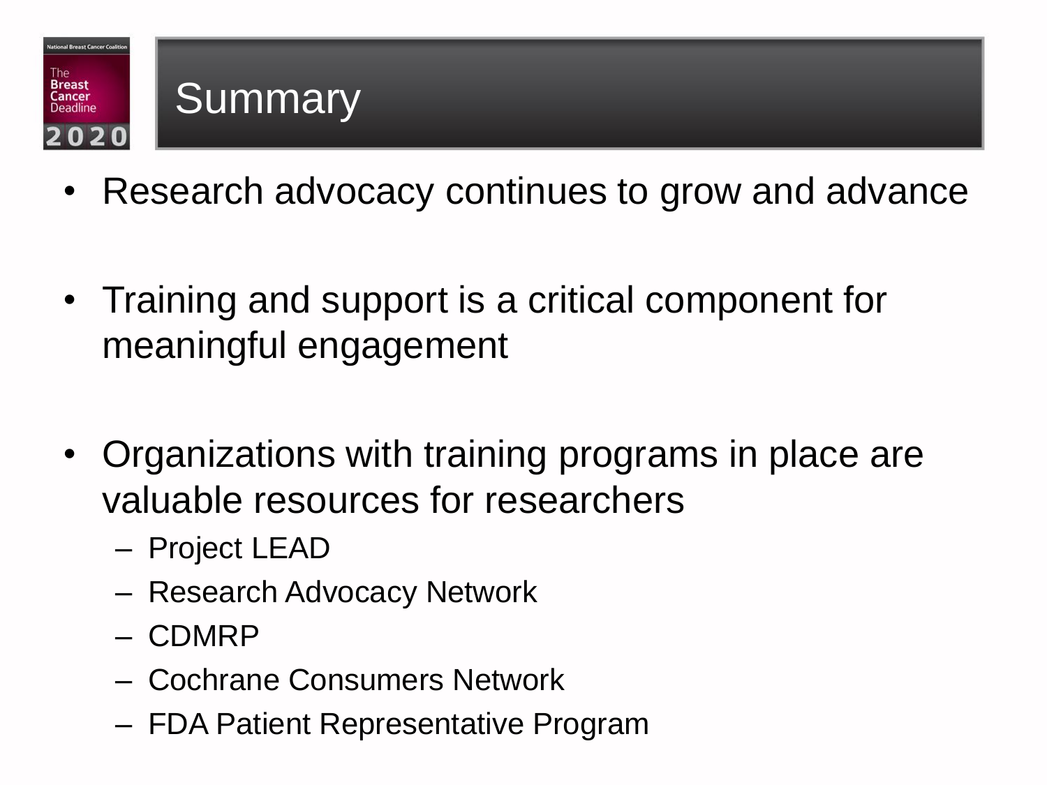# Summary

- Research advocacy continues to grow and advance
- Training and support is a critical component for meaningful engagement
- Organizations with training programs in place are valuable resources for researchers
  - Project LEAD
  - Research Advocacy Network
  - CDMRP
  - Cochrane Consumers Network
  - FDA Patient Representative Program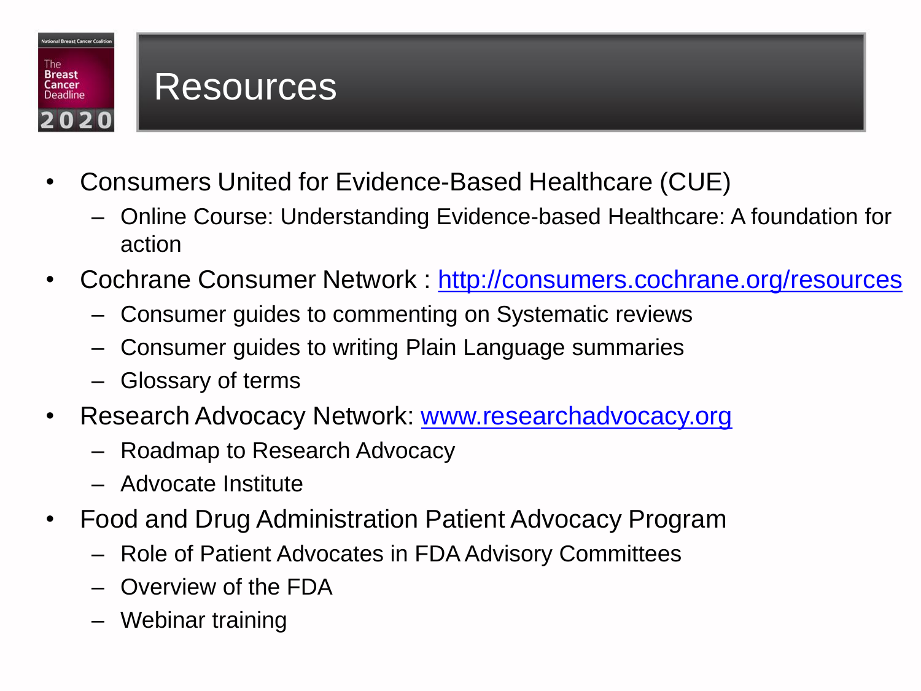# Resources

- Consumers United for Evidence-Based Healthcare (CUE)
  - Online Course: Understanding Evidence-based Healthcare: A foundation for action
- Cochrane Consumer Network : http://consumers.cochrane.org/resources
  - Consumer guides to commenting on Systematic reviews
  - Consumer guides to writing Plain Language summaries
  - Glossary of terms
- Research Advocacy Network: www.researchadvocacy.org
  - Roadmap to Research Advocacy
  - Advocate Institute
- Food and Drug Administration Patient Advocacy Program
  - Role of Patient Advocates in FDA Advisory Committees
  - Overview of the FDA
  - Webinar training